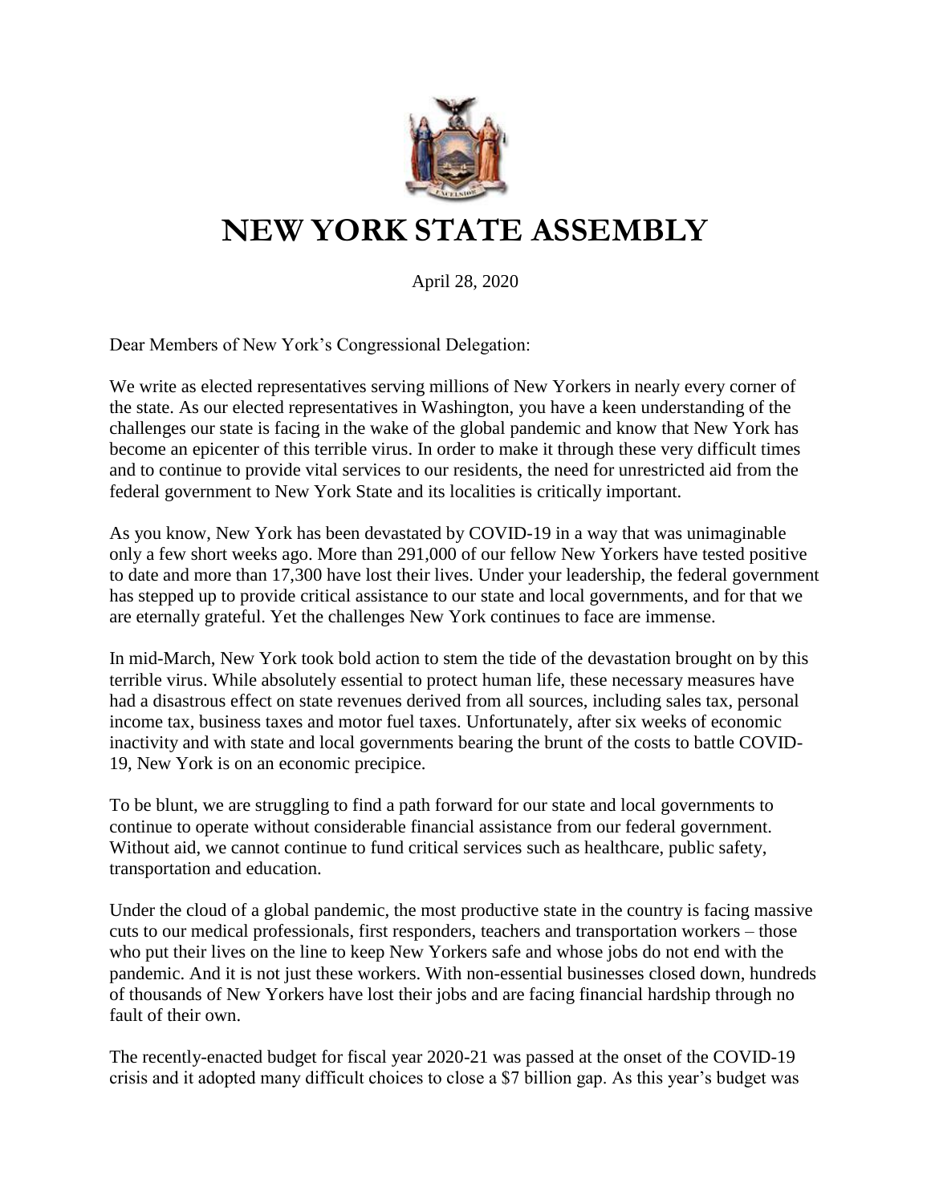# NEW YORK STATE ASSEMBLY

April 28, 2020

Dear Members of New York's Congressional Delegation:

We write as elected representatives serving millions of New Yorkers in nearly every corner of the state. As our elected representatives in Washington, you have a keen understanding of the challenges our state is facing in the wake of the global pandemic and know that New York has become an epicenter of this terrible virus. In order to make it through these very difficult times and to continue to provide vital services to our residents, the need for unrestricted aid from the federal government to New York State and its localities is critically important.

As you know, New York has been devastated by COVID-19 in a way that was unimaginable only a few short weeks ago. More than 291,000 of our fellow New Yorkers have tested positive to date and more than 17,300 have lost their lives. Under your leadership, the federal government has stepped up to provide critical assistance to our state and local governments, and for that we are eternally grateful. Yet the challenges New York continues to face are immense.

In mid-March, New York took bold action to stem the tide of the devastation brought on by this terrible virus. While absolutely essential to protect human life, these necessary measures have had a disastrous effect on state revenues derived from all sources, including sales tax, personal income tax, business taxes and motor fuel taxes. Unfortunately, after six weeks of economic inactivity and with state and local governments bearing the brunt of the costs to battle COVID-19, New York is on an economic precipice.

To be blunt, we are struggling to find a path forward for our state and local governments to continue to operate without considerable financial assistance from our federal government. Without aid, we cannot continue to fund critical services such as healthcare, public safety, transportation and education.

Under the cloud of a global pandemic, the most productive state in the country is facing massive cuts to our medical professionals, first responders, teachers and transportation workers – those who put their lives on the line to keep New Yorkers safe and whose jobs do not end with the pandemic. And it is not just these workers. With non-essential businesses closed down, hundreds of thousands of New Yorkers have lost their jobs and are facing financial hardship through no fault of their own.

The recently-enacted budget for fiscal year 2020-21 was passed at the onset of the COVID-19 crisis and it adopted many difficult choices to close a $7 billion gap. As this year's budget was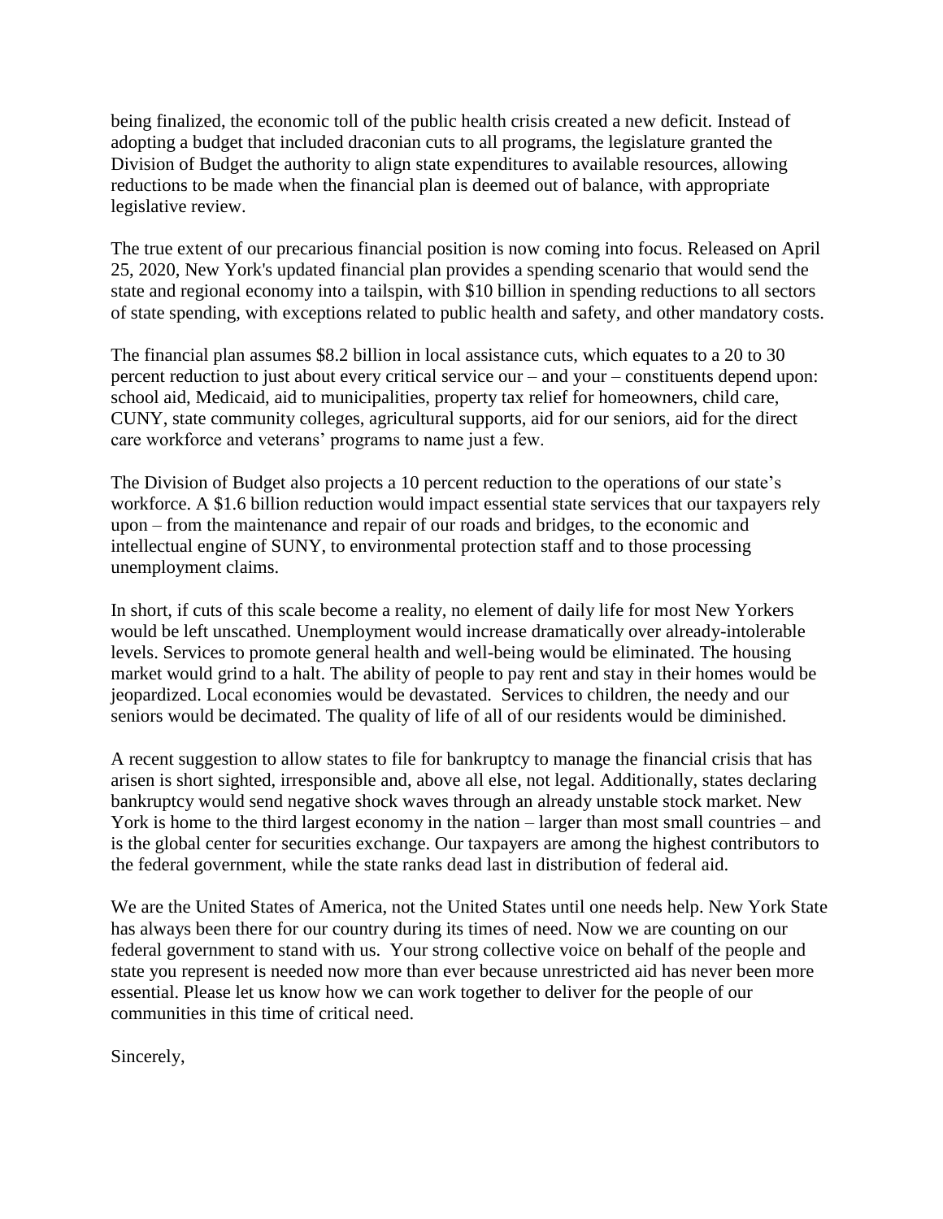being finalized, the economic toll of the public health crisis created a new deficit. Instead of adopting a budget that included draconian cuts to all programs, the legislature granted the Division of Budget the authority to align state expenditures to available resources, allowing reductions to be made when the financial plan is deemed out of balance, with appropriate legislative review.

The true extent of our precarious financial position is now coming into focus. Released on April 25, 2020, New York's updated financial plan provides a spending scenario that would send the state and regional economy into a tailspin, with $10 billion in spending reductions to all sectors of state spending, with exceptions related to public health and safety, and other mandatory costs.

The financial plan assumes $8.2 billion in local assistance cuts, which equates to a 20 to 30 percent reduction to just about every critical service our – and your – constituents depend upon: school aid, Medicaid, aid to municipalities, property tax relief for homeowners, child care, CUNY, state community colleges, agricultural supports, aid for our seniors, aid for the direct care workforce and veterans' programs to name just a few.

The Division of Budget also projects a 10 percent reduction to the operations of our state's workforce. A $1.6 billion reduction would impact essential state services that our taxpayers rely upon – from the maintenance and repair of our roads and bridges, to the economic and intellectual engine of SUNY, to environmental protection staff and to those processing unemployment claims.

In short, if cuts of this scale become a reality, no element of daily life for most New Yorkers would be left unscathed. Unemployment would increase dramatically over already-intolerable levels. Services to promote general health and well-being would be eliminated. The housing market would grind to a halt. The ability of people to pay rent and stay in their homes would be jeopardized. Local economies would be devastated. Services to children, the needy and our seniors would be decimated. The quality of life of all of our residents would be diminished.

A recent suggestion to allow states to file for bankruptcy to manage the financial crisis that has arisen is short sighted, irresponsible and, above all else, not legal. Additionally, states declaring bankruptcy would send negative shock waves through an already unstable stock market. New York is home to the third largest economy in the nation – larger than most small countries – and is the global center for securities exchange. Our taxpayers are among the highest contributors to the federal government, while the state ranks dead last in distribution of federal aid.

We are the United States of America, not the United States until one needs help. New York State has always been there for our country during its times of need. Now we are counting on our federal government to stand with us. Your strong collective voice on behalf of the people and state you represent is needed now more than ever because unrestricted aid has never been more essential. Please let us know how we can work together to deliver for the people of our communities in this time of critical need.

Sincerely,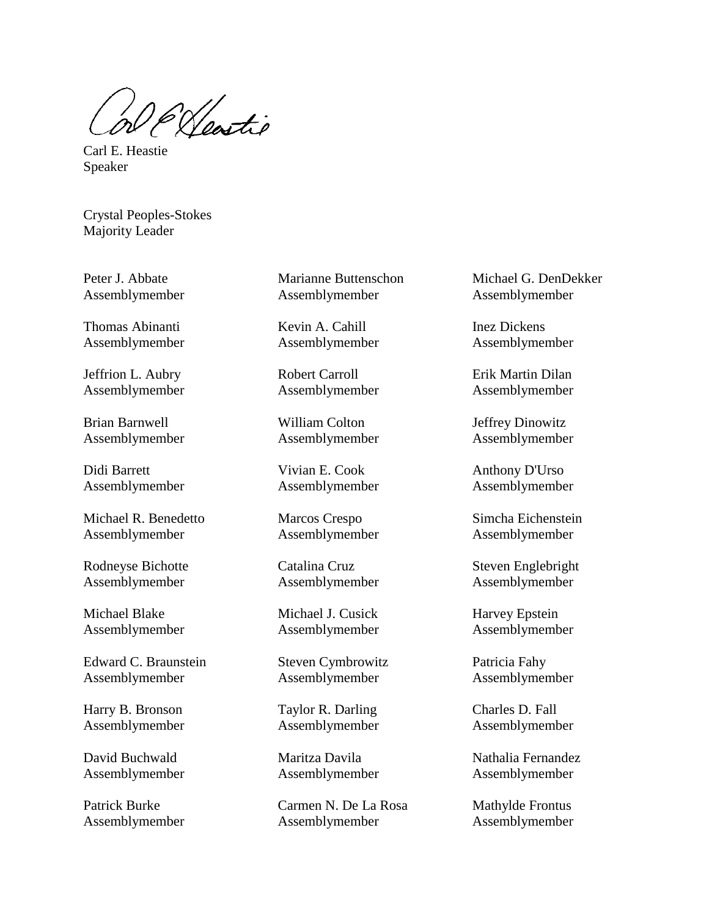Carl E. Heastie
Speaker

Crystal Peoples-Stokes
Majority Leader

Peter J. Abbate
Assemblymember

Thomas Abinanti
Assemblymember

Jeffrion L. Aubry
Assemblymember

Brian Barnwell
Assemblymember

Didi Barrett
Assemblymember

Michael R. Benedetto
Assemblymember

Rodneyse Bichotte
Assemblymember

Michael Blake
Assemblymember

Edward C. Braunstein
Assemblymember

Harry B. Bronson
Assemblymember

David Buchwald
Assemblymember

Patrick Burke
Assemblymember

Marianne Buttenschon
Assemblymember

Kevin A. Cahill
Assemblymember

Robert Carroll
Assemblymember

William Colton
Assemblymember

Vivian E. Cook
Assemblymember

Marcos Crespo
Assemblymember

Catalina Cruz
Assemblymember

Michael J. Cusick
Assemblymember

Steven Cymbrowitz
Assemblymember

Taylor R. Darling
Assemblymember

Maritza Davila
Assemblymember

Carmen N. De La Rosa
Assemblymember

Michael G. DenDekker
Assemblymember

Inez Dickens
Assemblymember

Erik Martin Dilan
Assemblymember

Jeffrey Dinowitz
Assemblymember

Anthony D'Urso
Assemblymember

Simcha Eichenstein
Assemblymember

Steven Englebright
Assemblymember

Harvey Epstein
Assemblymember

Patricia Fahy
Assemblymember

Charles D. Fall
Assemblymember

Nathalia Fernandez
Assemblymember

Mathylde Frontus
Assemblymember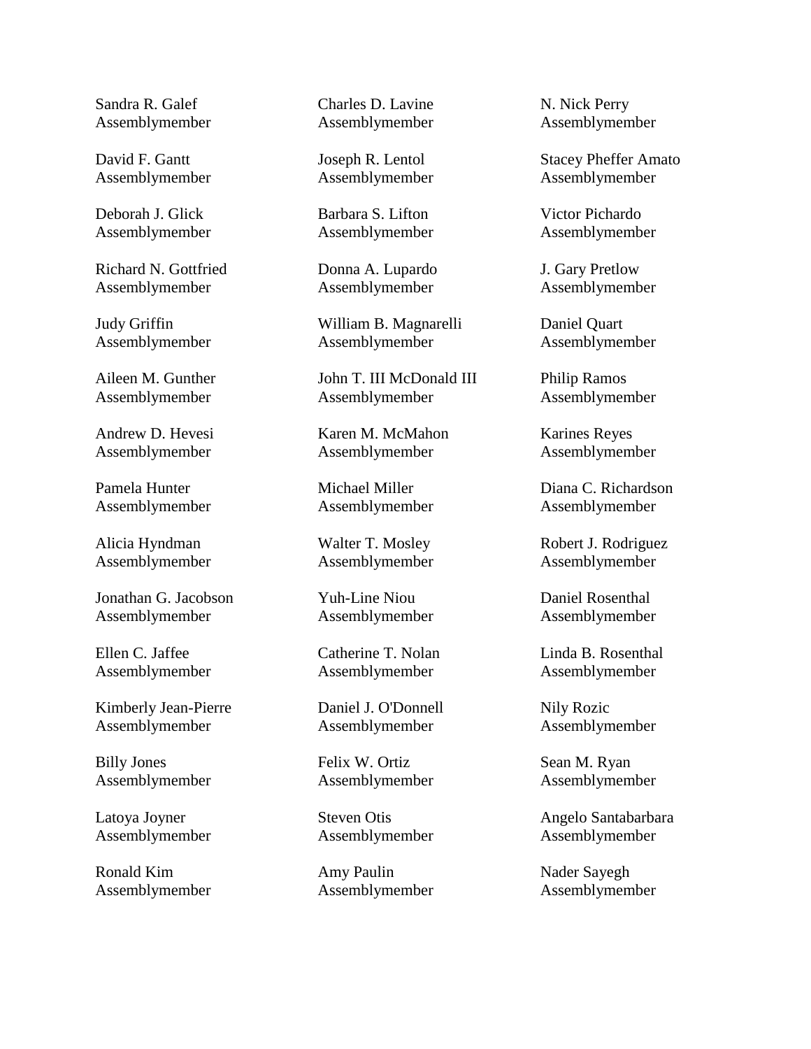Sandra R. Galef
Assemblymember

David F. Gantt
Assemblymember

Deborah J. Glick
Assemblymember

Richard N. Gottfried
Assemblymember

Judy Griffin
Assemblymember

Aileen M. Gunther
Assemblymember

Andrew D. Hevesi
Assemblymember

Pamela Hunter
Assemblymember

Alicia Hyndman
Assemblymember

Jonathan G. Jacobson
Assemblymember

Ellen C. Jaffee
Assemblymember

Kimberly Jean-Pierre
Assemblymember

Billy Jones
Assemblymember

Latoya Joyner
Assemblymember

Ronald Kim
Assemblymember

Charles D. Lavine
Assemblymember

Joseph R. Lentol
Assemblymember

Barbara S. Lifton
Assemblymember

Donna A. Lupardo
Assemblymember

William B. Magnarelli
Assemblymember

John T. III McDonald III
Assemblymember

Karen M. McMahon
Assemblymember

Michael Miller
Assemblymember

Walter T. Mosley
Assemblymember

Yuh-Line Niou
Assemblymember

Catherine T. Nolan
Assemblymember

Daniel J. O'Donnell
Assemblymember

Felix W. Ortiz
Assemblymember

Steven Otis
Assemblymember

Amy Paulin
Assemblymember

N. Nick Perry
Assemblymember

Stacey Pheffer Amato
Assemblymember

Victor Pichardo
Assemblymember

J. Gary Pretlow
Assemblymember

Daniel Quart
Assemblymember

Philip Ramos
Assemblymember

Karines Reyes
Assemblymember

Diana C. Richardson
Assemblymember

Robert J. Rodriguez
Assemblymember

Daniel Rosenthal
Assemblymember

Linda B. Rosenthal
Assemblymember

Nily Rozic
Assemblymember

Sean M. Ryan
Assemblymember

Angelo Santabarbara
Assemblymember

Nader Sayegh
Assemblymember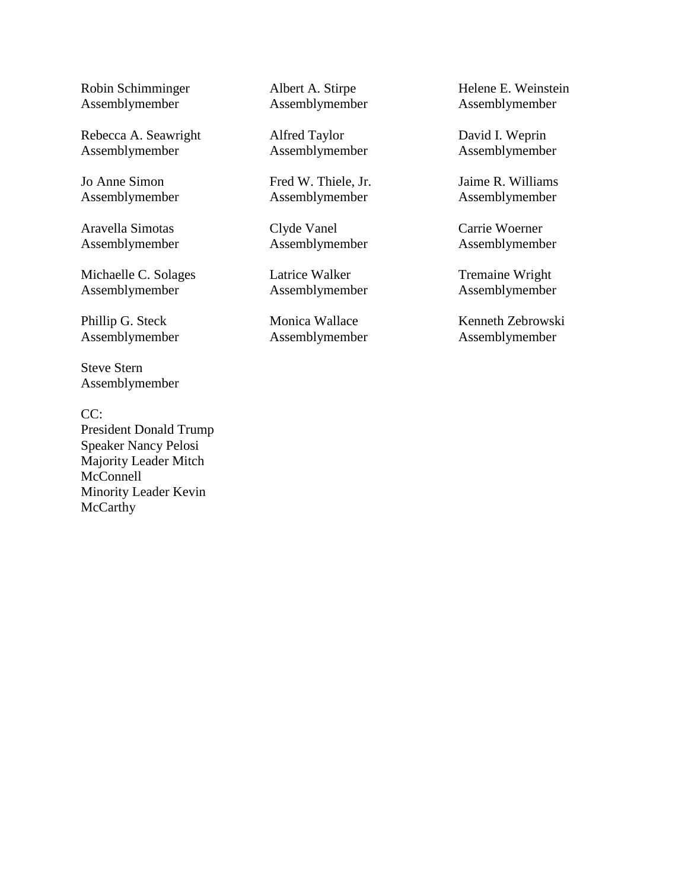Robin Schimminger
Assemblymember

Rebecca A. Seawright
Assemblymember

Jo Anne Simon
Assemblymember

Aravella Simotas
Assemblymember

Michaelle C. Solages
Assemblymember

Phillip G. Steck
Assemblymember

Steve Stern
Assemblymember

Albert A. Stirpe
Assemblymember

Alfred Taylor
Assemblymember

Fred W. Thiele, Jr.
Assemblymember

Clyde Vanel
Assemblymember

Latrice Walker
Assemblymember

Monica Wallace
Assemblymember

Helene E. Weinstein
Assemblymember

David I. Weprin
Assemblymember

Jaime R. Williams
Assemblymember

Carrie Woerner
Assemblymember

Tremaine Wright
Assemblymember

Kenneth Zebrowski
Assemblymember

CC:
President Donald Trump
Speaker Nancy Pelosi
Majority Leader Mitch McConnell
Minority Leader Kevin McCarthy